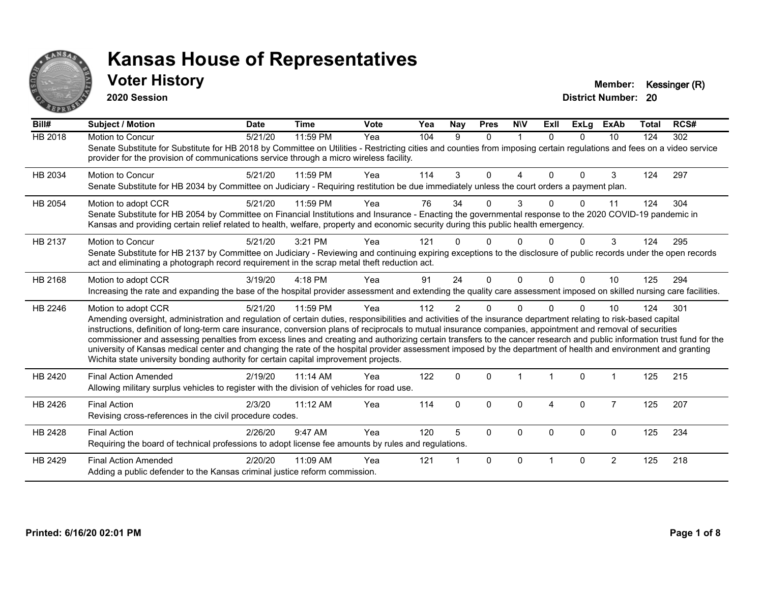# Kansas House of Representatives

## Voter History

**2020 Session**

**Member:** Kessinger (R)
**District Number:** 20

| Bill# | Subject / Motion | Date | Time | Vote | Yea | Nay | Pres | N\V | ExII | ExLg | ExAb | Total | RCS# |
|---|---|---|---|---|---|---|---|---|---|---|---|---|---|
| HB 2018 | Motion to Concur | 5/21/20 | 11:59 PM | Yea | 104 | 9 | 0 | 1 | 0 | 0 | 10 | 124 | 302 |
| | Senate Substitute for Substitute for HB 2018 by Committee on Utilities - Restricting cities and counties from imposing certain regulations and fees on a video service provider for the provision of communications service through a micro wireless facility. | | | | | | | | | | | | |
| HB 2034 | Motion to Concur | 5/21/20 | 11:59 PM | Yea | 114 | 3 | 0 | 4 | 0 | 0 | 3 | 124 | 297 |
| | Senate Substitute for HB 2034 by Committee on Judiciary - Requiring restitution be due immediately unless the court orders a payment plan. | | | | | | | | | | | | |
| HB 2054 | Motion to adopt CCR | 5/21/20 | 11:59 PM | Yea | 76 | 34 | 0 | 3 | 0 | 0 | 11 | 124 | 304 |
| | Senate Substitute for HB 2054 by Committee on Financial Institutions and Insurance - Enacting the governmental response to the 2020 COVID-19 pandemic in Kansas and providing certain relief related to health, welfare, property and economic security during this public health emergency. | | | | | | | | | | | | |
| HB 2137 | Motion to Concur | 5/21/20 | 3:21 PM | Yea | 121 | 0 | 0 | 0 | 0 | 0 | 3 | 124 | 295 |
| | Senate Substitute for HB 2137 by Committee on Judiciary - Reviewing and continuing expiring exceptions to the disclosure of public records under the open records act and eliminating a photograph record requirement in the scrap metal theft reduction act. | | | | | | | | | | | | |
| HB 2168 | Motion to adopt CCR | 3/19/20 | 4:18 PM | Yea | 91 | 24 | 0 | 0 | 0 | 0 | 10 | 125 | 294 |
| | Increasing the rate and expanding the base of the hospital provider assessment and extending the quality care assessment imposed on skilled nursing care facilities. | | | | | | | | | | | | |
| HB 2246 | Motion to adopt CCR | 5/21/20 | 11:59 PM | Yea | 112 | 2 | 0 | 0 | 0 | 0 | 10 | 124 | 301 |
| | Amending oversight, administration and regulation of certain duties, responsibilities and activities of the insurance department relating to risk-based capital instructions, definition of long-term care insurance, conversion plans of reciprocals to mutual insurance companies, appointment and removal of securities commissioner and assessing penalties from excess lines and creating and authorizing certain transfers to the cancer research and public information trust fund for the university of Kansas medical center and changing the rate of the hospital provider assessment imposed by the department of health and environment and granting Wichita state university bonding authority for certain capital improvement projects. | | | | | | | | | | | | |
| HB 2420 | Final Action Amended | 2/19/20 | 11:14 AM | Yea | 122 | 0 | 0 | 1 | 1 | 0 | 1 | 125 | 215 |
| | Allowing military surplus vehicles to register with the division of vehicles for road use. | | | | | | | | | | | | |
| HB 2426 | Final Action | 2/3/20 | 11:12 AM | Yea | 114 | 0 | 0 | 0 | 4 | 0 | 7 | 125 | 207 |
| | Revising cross-references in the civil procedure codes. | | | | | | | | | | | | |
| HB 2428 | Final Action | 2/26/20 | 9:47 AM | Yea | 120 | 5 | 0 | 0 | 0 | 0 | 0 | 125 | 234 |
| | Requiring the board of technical professions to adopt license fee amounts by rules and regulations. | | | | | | | | | | | | |
| HB 2429 | Final Action Amended | 2/20/20 | 11:09 AM | Yea | 121 | 1 | 0 | 0 | 1 | 0 | 2 | 125 | 218 |
| | Adding a public defender to the Kansas criminal justice reform commission. | | | | | | | | | | | | |

Printed: 6/16/20 02:01 PM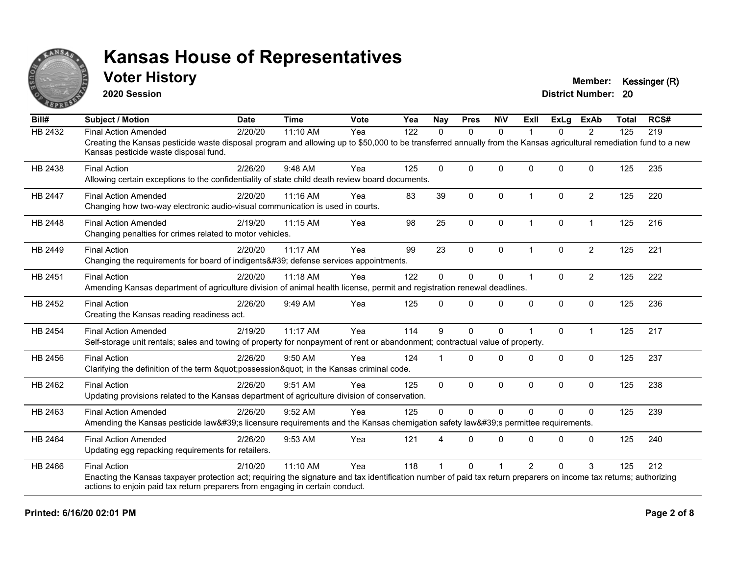# Kansas House of Representatives

## Voter History

**2020 Session**

**Member:** Kessinger (R)
**District Number:** 20

| Bill# | Subject / Motion | Date | Time | Vote | Yea | Nay | Pres | N\V | ExII | ExLg | ExAb | Total | RCS# |
|---|---|---|---|---|---|---|---|---|---|---|---|---|---|
| HB 2432 | Final Action Amended | 2/20/20 | 11:10 AM | Yea | 122 | 0 | 0 | 0 | 1 | 0 | 2 | 125 | 219 |
| | Creating the Kansas pesticide waste disposal program and allowing up to $50,000 to be transferred annually from the Kansas agricultural remediation fund to a new Kansas pesticide waste disposal fund. | | | | | | | | | | | | |
| HB 2438 | Final Action | 2/26/20 | 9:48 AM | Yea | 125 | 0 | 0 | 0 | 0 | 0 | 0 | 125 | 235 |
| | Allowing certain exceptions to the confidentiality of state child death review board documents. | | | | | | | | | | | | |
| HB 2447 | Final Action Amended | 2/20/20 | 11:16 AM | Yea | 83 | 39 | 0 | 0 | 1 | 0 | 2 | 125 | 220 |
| | Changing how two-way electronic audio-visual communication is used in courts. | | | | | | | | | | | | |
| HB 2448 | Final Action Amended | 2/19/20 | 11:15 AM | Yea | 98 | 25 | 0 | 0 | 1 | 0 | 1 | 125 | 216 |
| | Changing penalties for crimes related to motor vehicles. | | | | | | | | | | | | |
| HB 2449 | Final Action | 2/20/20 | 11:17 AM | Yea | 99 | 23 | 0 | 0 | 1 | 0 | 2 | 125 | 221 |
| | Changing the requirements for board of indigents&#39; defense services appointments. | | | | | | | | | | | | |
| HB 2451 | Final Action | 2/20/20 | 11:18 AM | Yea | 122 | 0 | 0 | 0 | 1 | 0 | 2 | 125 | 222 |
| | Amending Kansas department of agriculture division of animal health license, permit and registration renewal deadlines. | | | | | | | | | | | | |
| HB 2452 | Final Action | 2/26/20 | 9:49 AM | Yea | 125 | 0 | 0 | 0 | 0 | 0 | 0 | 125 | 236 |
| | Creating the Kansas reading readiness act. | | | | | | | | | | | | |
| HB 2454 | Final Action Amended | 2/19/20 | 11:17 AM | Yea | 114 | 9 | 0 | 0 | 1 | 0 | 1 | 125 | 217 |
| | Self-storage unit rentals; sales and towing of property for nonpayment of rent or abandonment; contractual value of property. | | | | | | | | | | | | |
| HB 2456 | Final Action | 2/26/20 | 9:50 AM | Yea | 124 | 1 | 0 | 0 | 0 | 0 | 0 | 125 | 237 |
| | Clarifying the definition of the term &quot;possession&quot; in the Kansas criminal code. | | | | | | | | | | | | |
| HB 2462 | Final Action | 2/26/20 | 9:51 AM | Yea | 125 | 0 | 0 | 0 | 0 | 0 | 0 | 125 | 238 |
| | Updating provisions related to the Kansas department of agriculture division of conservation. | | | | | | | | | | | | |
| HB 2463 | Final Action Amended | 2/26/20 | 9:52 AM | Yea | 125 | 0 | 0 | 0 | 0 | 0 | 0 | 125 | 239 |
| | Amending the Kansas pesticide law&#39;s licensure requirements and the Kansas chemigation safety law&#39;s permittee requirements. | | | | | | | | | | | | |
| HB 2464 | Final Action Amended | 2/26/20 | 9:53 AM | Yea | 121 | 4 | 0 | 0 | 0 | 0 | 0 | 125 | 240 |
| | Updating egg repacking requirements for retailers. | | | | | | | | | | | | |
| HB 2466 | Final Action | 2/10/20 | 11:10 AM | Yea | 118 | 1 | 0 | 1 | 2 | 0 | 3 | 125 | 212 |
| | Enacting the Kansas taxpayer protection act; requiring the signature and tax identification number of paid tax return preparers on income tax returns; authorizing actions to enjoin paid tax return preparers from engaging in certain conduct. | | | | | | | | | | | | |

**Printed: 6/16/20 02:01 PM**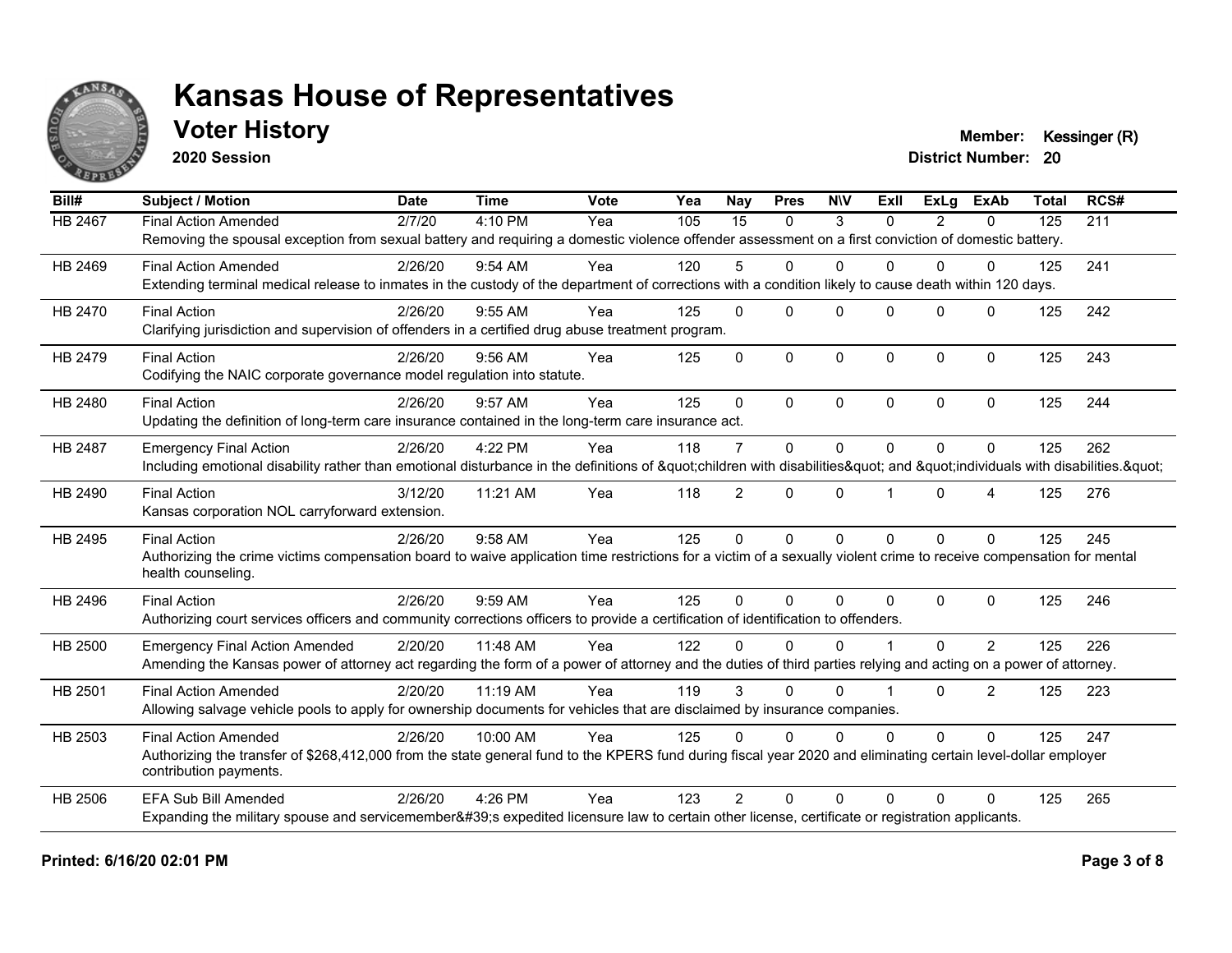# Kansas House of Representatives

## Voter History

**2020 Session**

**Member:** Kessinger (R)
**District Number:** 20

| Bill# | Subject / Motion | Date | Time | Vote | Yea | Nay | Pres | N\V | ExII | ExLg | ExAb | Total | RCS# |
|---|---|---|---|---|---|---|---|---|---|---|---|---|---|
| HB 2467 | Final Action Amended | 2/7/20 | 4:10 PM | Yea | 105 | 15 | 0 | 3 | 0 | 2 | 0 | 125 | 211 |
| | Removing the spousal exception from sexual battery and requiring a domestic violence offender assessment on a first conviction of domestic battery. | | | | | | | | | | | | |
| HB 2469 | Final Action Amended | 2/26/20 | 9:54 AM | Yea | 120 | 5 | 0 | 0 | 0 | 0 | 0 | 125 | 241 |
| | Extending terminal medical release to inmates in the custody of the department of corrections with a condition likely to cause death within 120 days. | | | | | | | | | | | | |
| HB 2470 | Final Action | 2/26/20 | 9:55 AM | Yea | 125 | 0 | 0 | 0 | 0 | 0 | 0 | 125 | 242 |
| | Clarifying jurisdiction and supervision of offenders in a certified drug abuse treatment program. | | | | | | | | | | | | |
| HB 2479 | Final Action | 2/26/20 | 9:56 AM | Yea | 125 | 0 | 0 | 0 | 0 | 0 | 0 | 125 | 243 |
| | Codifying the NAIC corporate governance model regulation into statute. | | | | | | | | | | | | |
| HB 2480 | Final Action | 2/26/20 | 9:57 AM | Yea | 125 | 0 | 0 | 0 | 0 | 0 | 0 | 125 | 244 |
| | Updating the definition of long-term care insurance contained in the long-term care insurance act. | | | | | | | | | | | | |
| HB 2487 | Emergency Final Action | 2/26/20 | 4:22 PM | Yea | 118 | 7 | 0 | 0 | 0 | 0 | 0 | 125 | 262 |
| | Including emotional disability rather than emotional disturbance in the definitions of &quot;children with disabilities&quot; and &quot;individuals with disabilities.&quot; | | | | | | | | | | | | |
| HB 2490 | Final Action | 3/12/20 | 11:21 AM | Yea | 118 | 2 | 0 | 0 | 1 | 0 | 4 | 125 | 276 |
| | Kansas corporation NOL carryforward extension. | | | | | | | | | | | | |
| HB 2495 | Final Action | 2/26/20 | 9:58 AM | Yea | 125 | 0 | 0 | 0 | 0 | 0 | 0 | 125 | 245 |
| | Authorizing the crime victims compensation board to waive application time restrictions for a victim of a sexually violent crime to receive compensation for mental health counseling. | | | | | | | | | | | | |
| HB 2496 | Final Action | 2/26/20 | 9:59 AM | Yea | 125 | 0 | 0 | 0 | 0 | 0 | 0 | 125 | 246 |
| | Authorizing court services officers and community corrections officers to provide a certification of identification to offenders. | | | | | | | | | | | | |
| HB 2500 | Emergency Final Action Amended | 2/20/20 | 11:48 AM | Yea | 122 | 0 | 0 | 0 | 1 | 0 | 2 | 125 | 226 |
| | Amending the Kansas power of attorney act regarding the form of a power of attorney and the duties of third parties relying and acting on a power of attorney. | | | | | | | | | | | | |
| HB 2501 | Final Action Amended | 2/20/20 | 11:19 AM | Yea | 119 | 3 | 0 | 0 | 1 | 0 | 2 | 125 | 223 |
| | Allowing salvage vehicle pools to apply for ownership documents for vehicles that are disclaimed by insurance companies. | | | | | | | | | | | | |
| HB 2503 | Final Action Amended | 2/26/20 | 10:00 AM | Yea | 125 | 0 | 0 | 0 | 0 | 0 | 0 | 125 | 247 |
| | Authorizing the transfer of $268,412,000 from the state general fund to the KPERS fund during fiscal year 2020 and eliminating certain level-dollar employer contribution payments. | | | | | | | | | | | | |
| HB 2506 | EFA Sub Bill Amended | 2/26/20 | 4:26 PM | Yea | 123 | 2 | 0 | 0 | 0 | 0 | 0 | 125 | 265 |
| | Expanding the military spouse and servicemember&#39;s expedited licensure law to certain other license, certificate or registration applicants. | | | | | | | | | | | | |

**Printed: 6/16/20 02:01 PM**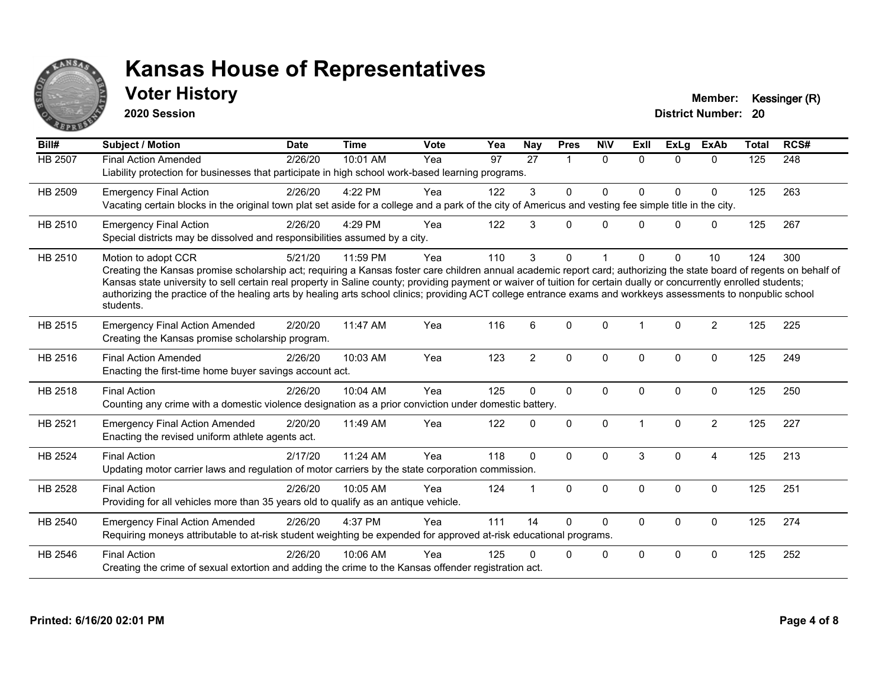# Kansas House of Representatives

## Voter History

**2020 Session**

**Member:** Kessinger (R)
**District Number:** 20

| Bill# | Subject / Motion | Date | Time | Vote | Yea | Nay | Pres | N\V | ExII | ExLg | ExAb | Total | RCS# |
|---|---|---|---|---|---|---|---|---|---|---|---|---|---|
| HB 2507 | Final Action Amended | 2/26/20 | 10:01 AM | Yea | 97 | 27 | 1 | 0 | 0 | 0 | 0 | 125 | 248 |
| | Liability protection for businesses that participate in high school work-based learning programs. | | | | | | | | | | | | |
| HB 2509 | Emergency Final Action | 2/26/20 | 4:22 PM | Yea | 122 | 3 | 0 | 0 | 0 | 0 | 0 | 125 | 263 |
| | Vacating certain blocks in the original town plat set aside for a college and a park of the city of Americus and vesting fee simple title in the city. | | | | | | | | | | | | |
| HB 2510 | Emergency Final Action | 2/26/20 | 4:29 PM | Yea | 122 | 3 | 0 | 0 | 0 | 0 | 0 | 125 | 267 |
| | Special districts may be dissolved and responsibilities assumed by a city. | | | | | | | | | | | | |
| HB 2510 | Motion to adopt CCR | 5/21/20 | 11:59 PM | Yea | 110 | 3 | 0 | 1 | 0 | 0 | 10 | 124 | 300 |
| | Creating the Kansas promise scholarship act; requiring a Kansas foster care children annual academic report card; authorizing the state board of regents on behalf of Kansas state university to sell certain real property in Saline county; providing payment or waiver of tuition for certain dually or concurrently enrolled students; authorizing the practice of the healing arts by healing arts school clinics; providing ACT college entrance exams and workkeys assessments to nonpublic school students. | | | | | | | | | | | | |
| HB 2515 | Emergency Final Action Amended | 2/20/20 | 11:47 AM | Yea | 116 | 6 | 0 | 0 | 1 | 0 | 2 | 125 | 225 |
| | Creating the Kansas promise scholarship program. | | | | | | | | | | | | |
| HB 2516 | Final Action Amended | 2/26/20 | 10:03 AM | Yea | 123 | 2 | 0 | 0 | 0 | 0 | 0 | 125 | 249 |
| | Enacting the first-time home buyer savings account act. | | | | | | | | | | | | |
| HB 2518 | Final Action | 2/26/20 | 10:04 AM | Yea | 125 | 0 | 0 | 0 | 0 | 0 | 0 | 125 | 250 |
| | Counting any crime with a domestic violence designation as a prior conviction under domestic battery. | | | | | | | | | | | | |
| HB 2521 | Emergency Final Action Amended | 2/20/20 | 11:49 AM | Yea | 122 | 0 | 0 | 0 | 1 | 0 | 2 | 125 | 227 |
| | Enacting the revised uniform athlete agents act. | | | | | | | | | | | | |
| HB 2524 | Final Action | 2/17/20 | 11:24 AM | Yea | 118 | 0 | 0 | 0 | 3 | 0 | 4 | 125 | 213 |
| | Updating motor carrier laws and regulation of motor carriers by the state corporation commission. | | | | | | | | | | | | |
| HB 2528 | Final Action | 2/26/20 | 10:05 AM | Yea | 124 | 1 | 0 | 0 | 0 | 0 | 0 | 125 | 251 |
| | Providing for all vehicles more than 35 years old to qualify as an antique vehicle. | | | | | | | | | | | | |
| HB 2540 | Emergency Final Action Amended | 2/26/20 | 4:37 PM | Yea | 111 | 14 | 0 | 0 | 0 | 0 | 0 | 125 | 274 |
| | Requiring moneys attributable to at-risk student weighting be expended for approved at-risk educational programs. | | | | | | | | | | | | |
| HB 2546 | Final Action | 2/26/20 | 10:06 AM | Yea | 125 | 0 | 0 | 0 | 0 | 0 | 0 | 125 | 252 |
| | Creating the crime of sexual extortion and adding the crime to the Kansas offender registration act. | | | | | | | | | | | | |

Printed: 6/16/20 02:01 PM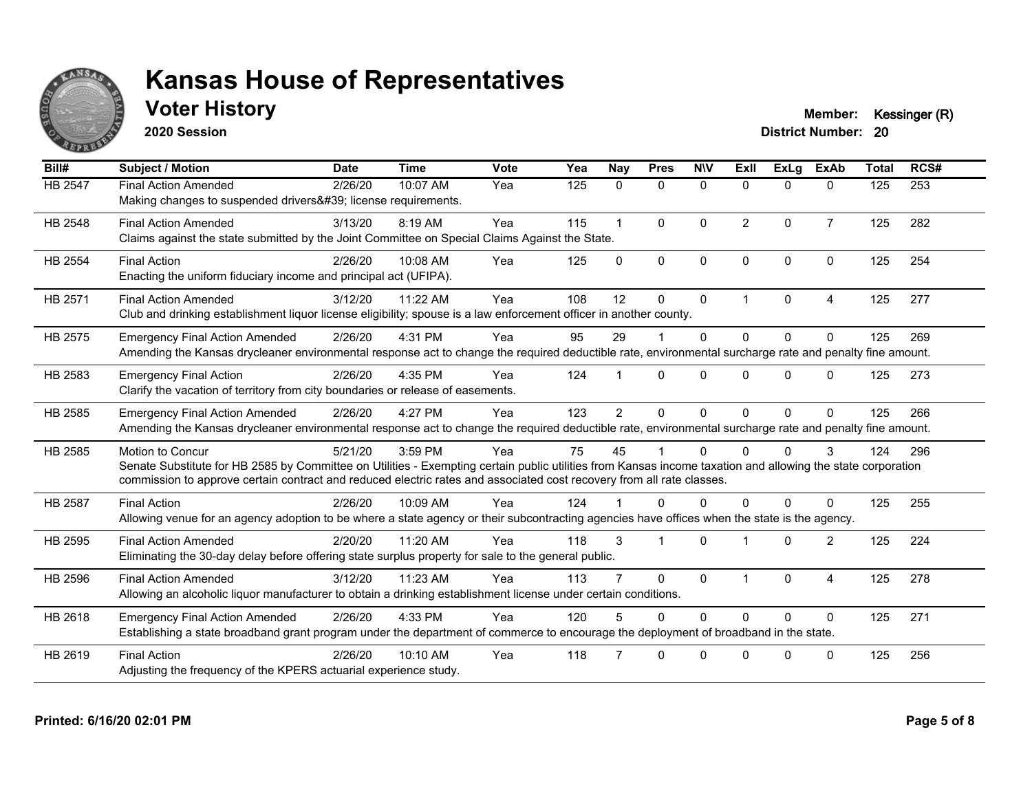# Kansas House of Representatives

## Voter History

**2020 Session**

**Member:** Kessinger (R)
**District Number:** 20

| Bill# | Subject / Motion | Date | Time | Vote | Yea | Nay | Pres | N\V | ExII | ExLg | ExAb | Total | RCS# |
|---|---|---|---|---|---|---|---|---|---|---|---|---|---|
| HB 2547 | Final Action Amended<br>Making changes to suspended drivers&#39; license requirements. | 2/26/20 | 10:07 AM | Yea | 125 | 0 | 0 | 0 | 0 | 0 | 0 | 125 | 253 |
| HB 2548 | Final Action Amended<br>Claims against the state submitted by the Joint Committee on Special Claims Against the State. | 3/13/20 | 8:19 AM | Yea | 115 | 1 | 0 | 0 | 2 | 0 | 7 | 125 | 282 |
| HB 2554 | Final Action<br>Enacting the uniform fiduciary income and principal act (UFIPA). | 2/26/20 | 10:08 AM | Yea | 125 | 0 | 0 | 0 | 0 | 0 | 0 | 125 | 254 |
| HB 2571 | Final Action Amended<br>Club and drinking establishment liquor license eligibility; spouse is a law enforcement officer in another county. | 3/12/20 | 11:22 AM | Yea | 108 | 12 | 0 | 0 | 1 | 0 | 4 | 125 | 277 |
| HB 2575 | Emergency Final Action Amended<br>Amending the Kansas drycleaner environmental response act to change the required deductible rate, environmental surcharge rate and penalty fine amount. | 2/26/20 | 4:31 PM | Yea | 95 | 29 | 1 | 0 | 0 | 0 | 0 | 125 | 269 |
| HB 2583 | Emergency Final Action<br>Clarify the vacation of territory from city boundaries or release of easements. | 2/26/20 | 4:35 PM | Yea | 124 | 1 | 0 | 0 | 0 | 0 | 0 | 125 | 273 |
| HB 2585 | Emergency Final Action Amended<br>Amending the Kansas drycleaner environmental response act to change the required deductible rate, environmental surcharge rate and penalty fine amount. | 2/26/20 | 4:27 PM | Yea | 123 | 2 | 0 | 0 | 0 | 0 | 0 | 125 | 266 |
| HB 2585 | Motion to Concur<br>Senate Substitute for HB 2585 by Committee on Utilities - Exempting certain public utilities from Kansas income taxation and allowing the state corporation commission to approve certain contract and reduced electric rates and associated cost recovery from all rate classes. | 5/21/20 | 3:59 PM | Yea | 75 | 45 | 1 | 0 | 0 | 0 | 3 | 124 | 296 |
| HB 2587 | Final Action<br>Allowing venue for an agency adoption to be where a state agency or their subcontracting agencies have offices when the state is the agency. | 2/26/20 | 10:09 AM | Yea | 124 | 1 | 0 | 0 | 0 | 0 | 0 | 125 | 255 |
| HB 2595 | Final Action Amended<br>Eliminating the 30-day delay before offering state surplus property for sale to the general public. | 2/20/20 | 11:20 AM | Yea | 118 | 3 | 1 | 0 | 1 | 0 | 2 | 125 | 224 |
| HB 2596 | Final Action Amended<br>Allowing an alcoholic liquor manufacturer to obtain a drinking establishment license under certain conditions. | 3/12/20 | 11:23 AM | Yea | 113 | 7 | 0 | 0 | 1 | 0 | 4 | 125 | 278 |
| HB 2618 | Emergency Final Action Amended<br>Establishing a state broadband grant program under the department of commerce to encourage the deployment of broadband in the state. | 2/26/20 | 4:33 PM | Yea | 120 | 5 | 0 | 0 | 0 | 0 | 0 | 125 | 271 |
| HB 2619 | Final Action<br>Adjusting the frequency of the KPERS actuarial experience study. | 2/26/20 | 10:10 AM | Yea | 118 | 7 | 0 | 0 | 0 | 0 | 0 | 125 | 256 |

**Printed: 6/16/20 02:01 PM**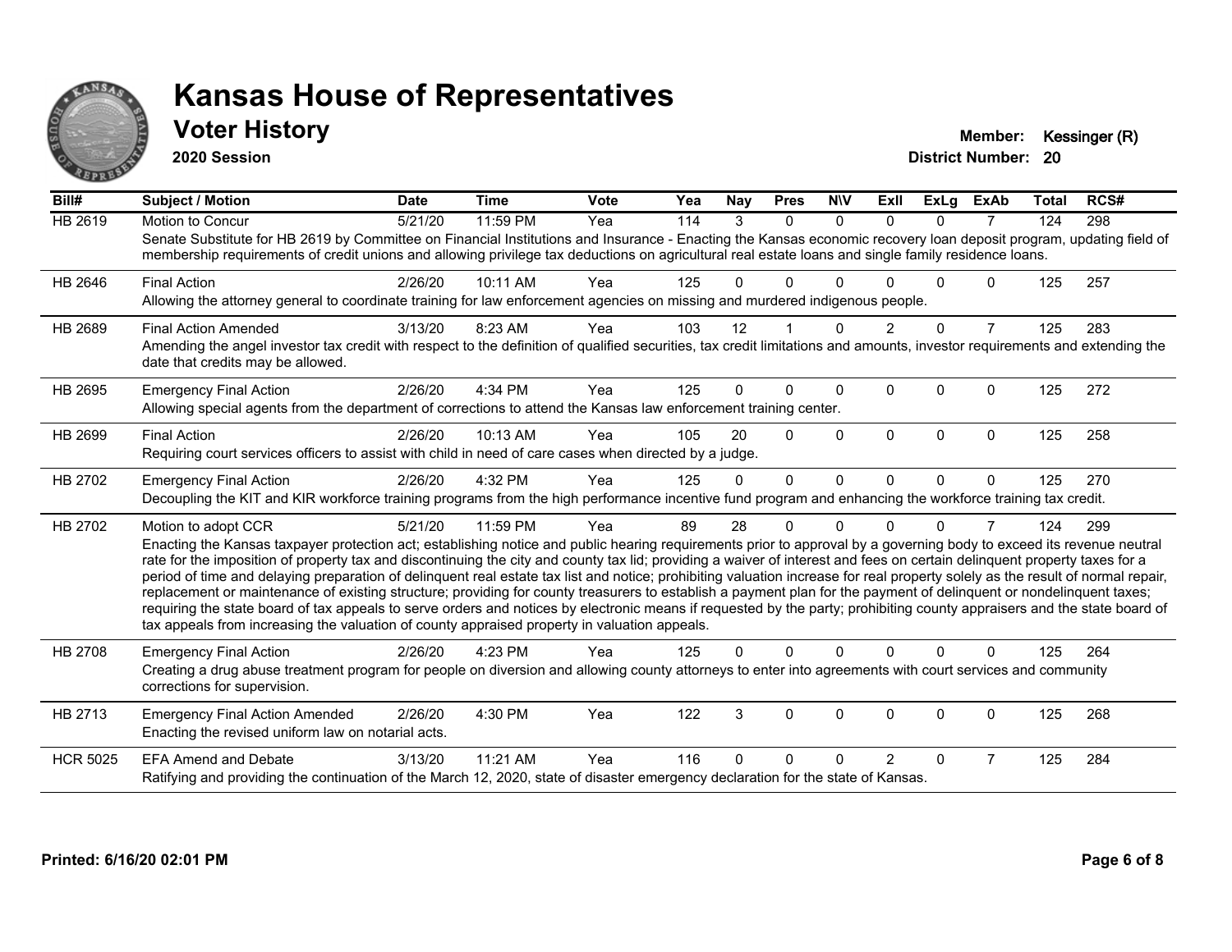# Kansas House of Representatives

## Voter History

**2020 Session**

**Member:** Kessinger (R)
**District Number:** 20

| Bill# | Subject / Motion | Date | Time | Vote | Yea | Nay | Pres | N\V | ExII | ExLg | ExAb | Total | RCS# |
|---|---|---|---|---|---|---|---|---|---|---|---|---|---|
| HB 2619 | Motion to Concur | 5/21/20 | 11:59 PM | Yea | 114 | 3 | 0 | 0 | 0 | 0 | 7 | 124 | 298 |
| | Senate Substitute for HB 2619 by Committee on Financial Institutions and Insurance - Enacting the Kansas economic recovery loan deposit program, updating field of membership requirements of credit unions and allowing privilege tax deductions on agricultural real estate loans and single family residence loans. | | | | | | | | | | | | |
| HB 2646 | Final Action | 2/26/20 | 10:11 AM | Yea | 125 | 0 | 0 | 0 | 0 | 0 | 0 | 125 | 257 |
| | Allowing the attorney general to coordinate training for law enforcement agencies on missing and murdered indigenous people. | | | | | | | | | | | | |
| HB 2689 | Final Action Amended | 3/13/20 | 8:23 AM | Yea | 103 | 12 | 1 | 0 | 2 | 0 | 7 | 125 | 283 |
| | Amending the angel investor tax credit with respect to the definition of qualified securities, tax credit limitations and amounts, investor requirements and extending the date that credits may be allowed. | | | | | | | | | | | | |
| HB 2695 | Emergency Final Action | 2/26/20 | 4:34 PM | Yea | 125 | 0 | 0 | 0 | 0 | 0 | 0 | 125 | 272 |
| | Allowing special agents from the department of corrections to attend the Kansas law enforcement training center. | | | | | | | | | | | | |
| HB 2699 | Final Action | 2/26/20 | 10:13 AM | Yea | 105 | 20 | 0 | 0 | 0 | 0 | 0 | 125 | 258 |
| | Requiring court services officers to assist with child in need of care cases when directed by a judge. | | | | | | | | | | | | |
| HB 2702 | Emergency Final Action | 2/26/20 | 4:32 PM | Yea | 125 | 0 | 0 | 0 | 0 | 0 | 0 | 125 | 270 |
| | Decoupling the KIT and KIR workforce training programs from the high performance incentive fund program and enhancing the workforce training tax credit. | | | | | | | | | | | | |
| HB 2702 | Motion to adopt CCR | 5/21/20 | 11:59 PM | Yea | 89 | 28 | 0 | 0 | 0 | 0 | 7 | 124 | 299 |
| | Enacting the Kansas taxpayer protection act; establishing notice and public hearing requirements prior to approval by a governing body to exceed its revenue neutral rate for the imposition of property tax and discontinuing the city and county tax lid; providing a waiver of interest and fees on certain delinquent property taxes for a period of time and delaying preparation of delinquent real estate tax list and notice; prohibiting valuation increase for real property solely as the result of normal repair, replacement or maintenance of existing structure; providing for county treasurers to establish a payment plan for the payment of delinquent or nondelinquent taxes; requiring the state board of tax appeals to serve orders and notices by electronic means if requested by the party; prohibiting county appraisers and the state board of tax appeals from increasing the valuation of county appraised property in valuation appeals. | | | | | | | | | | | | |
| HB 2708 | Emergency Final Action | 2/26/20 | 4:23 PM | Yea | 125 | 0 | 0 | 0 | 0 | 0 | 0 | 125 | 264 |
| | Creating a drug abuse treatment program for people on diversion and allowing county attorneys to enter into agreements with court services and community corrections for supervision. | | | | | | | | | | | | |
| HB 2713 | Emergency Final Action Amended | 2/26/20 | 4:30 PM | Yea | 122 | 3 | 0 | 0 | 0 | 0 | 0 | 125 | 268 |
| | Enacting the revised uniform law on notarial acts. | | | | | | | | | | | | |
| HCR 5025 | EFA Amend and Debate | 3/13/20 | 11:21 AM | Yea | 116 | 0 | 0 | 0 | 2 | 0 | 7 | 125 | 284 |
| | Ratifying and providing the continuation of the March 12, 2020, state of disaster emergency declaration for the state of Kansas. | | | | | | | | | | | | |

**Printed: 6/16/20 02:01 PM**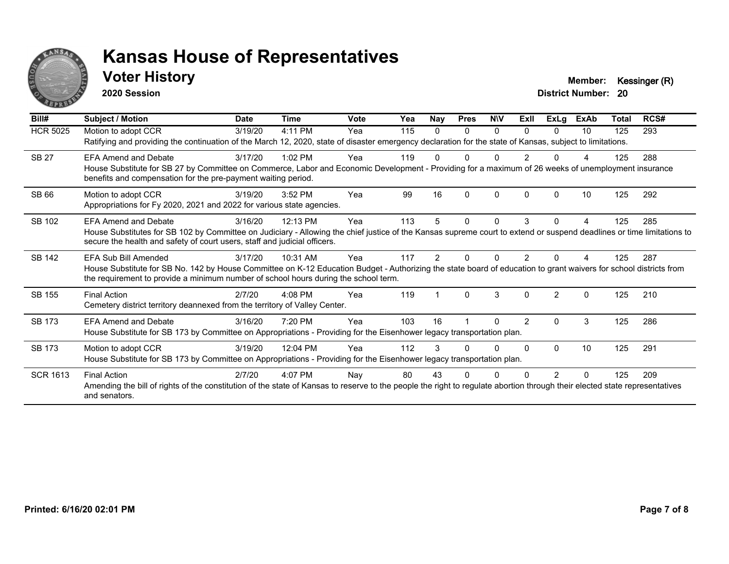# Kansas House of Representatives

## Voter History

**2020 Session**

**Member:** Kessinger (R)
**District Number:** 20

| Bill# | Subject / Motion | Date | Time | Vote | Yea | Nay | Pres | N\V | ExII | ExLg | ExAb | Total | RCS# |
|---|---|---|---|---|---|---|---|---|---|---|---|---|---|
| HCR 5025 | Motion to adopt CCR | 3/19/20 | 4:11 PM | Yea | 115 | 0 | 0 | 0 | 0 | 0 | 10 | 125 | 293 |
| | Ratifying and providing the continuation of the March 12, 2020, state of disaster emergency declaration for the state of Kansas, subject to limitations. | | | | | | | | | | | | |
| SB 27 | EFA Amend and Debate | 3/17/20 | 1:02 PM | Yea | 119 | 0 | 0 | 0 | 2 | 0 | 4 | 125 | 288 |
| | House Substitute for SB 27 by Committee on Commerce, Labor and Economic Development - Providing for a maximum of 26 weeks of unemployment insurance benefits and compensation for the pre-payment waiting period. | | | | | | | | | | | | |
| SB 66 | Motion to adopt CCR | 3/19/20 | 3:52 PM | Yea | 99 | 16 | 0 | 0 | 0 | 0 | 10 | 125 | 292 |
| | Appropriations for Fy 2020, 2021 and 2022 for various state agencies. | | | | | | | | | | | | |
| SB 102 | EFA Amend and Debate | 3/16/20 | 12:13 PM | Yea | 113 | 5 | 0 | 0 | 3 | 0 | 4 | 125 | 285 |
| | House Substitutes for SB 102 by Committee on Judiciary - Allowing the chief justice of the Kansas supreme court to extend or suspend deadlines or time limitations to secure the health and safety of court users, staff and judicial officers. | | | | | | | | | | | | |
| SB 142 | EFA Sub Bill Amended | 3/17/20 | 10:31 AM | Yea | 117 | 2 | 0 | 0 | 2 | 0 | 4 | 125 | 287 |
| | House Substitute for SB No. 142 by House Committee on K-12 Education Budget - Authorizing the state board of education to grant waivers for school districts from the requirement to provide a minimum number of school hours during the school term. | | | | | | | | | | | | |
| SB 155 | Final Action | 2/7/20 | 4:08 PM | Yea | 119 | 1 | 0 | 3 | 0 | 2 | 0 | 125 | 210 |
| | Cemetery district territory deannexed from the territory of Valley Center. | | | | | | | | | | | | |
| SB 173 | EFA Amend and Debate | 3/16/20 | 7:20 PM | Yea | 103 | 16 | 1 | 0 | 2 | 0 | 3 | 125 | 286 |
| | House Substitute for SB 173 by Committee on Appropriations - Providing for the Eisenhower legacy transportation plan. | | | | | | | | | | | | |
| SB 173 | Motion to adopt CCR | 3/19/20 | 12:04 PM | Yea | 112 | 3 | 0 | 0 | 0 | 0 | 10 | 125 | 291 |
| | House Substitute for SB 173 by Committee on Appropriations - Providing for the Eisenhower legacy transportation plan. | | | | | | | | | | | | |
| SCR 1613 | Final Action | 2/7/20 | 4:07 PM | Nay | 80 | 43 | 0 | 0 | 0 | 2 | 0 | 125 | 209 |
| | Amending the bill of rights of the constitution of the state of Kansas to reserve to the people the right to regulate abortion through their elected state representatives and senators. | | | | | | | | | | | | |

**Printed: 6/16/20 02:01 PM**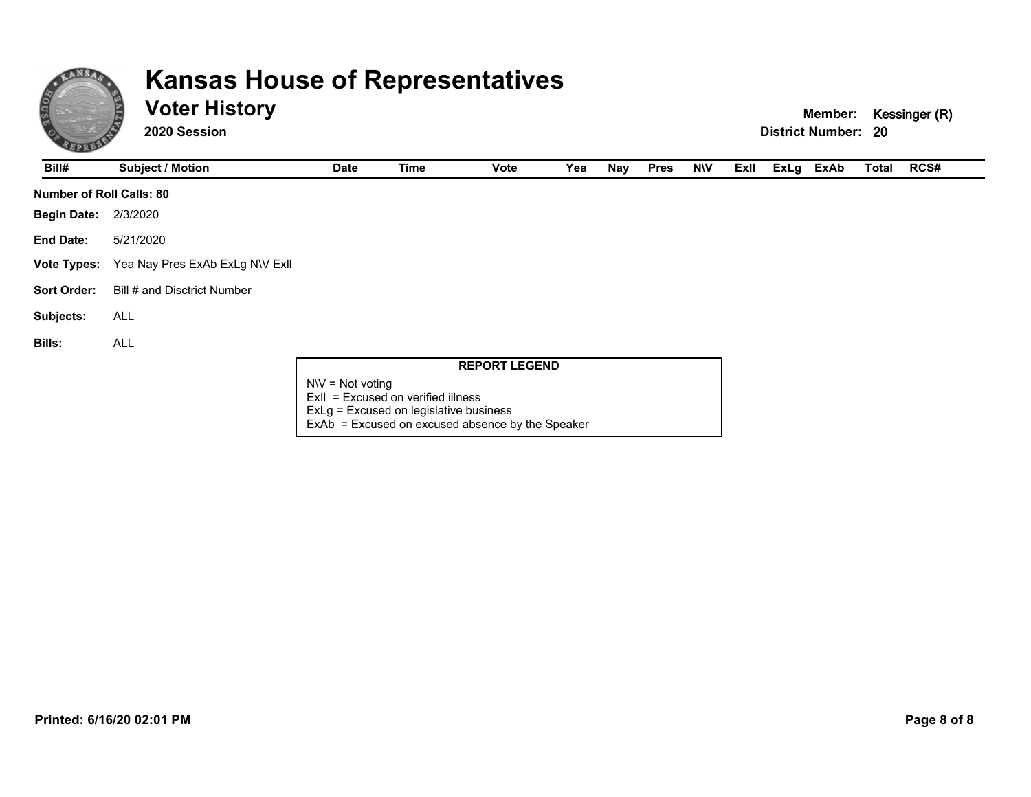# Kansas House of Representatives

## Voter History

**2020 Session**

**Member:** Kessinger (R)
**District Number:** 20

| Bill# | Subject / Motion | Date | Time | Vote | Yea | Nay | Pres | N\V | ExIl | ExLg | ExAb | Total | RCS# |
|---|---|---|---|---|---|---|---|---|---|---|---|---|---|

**Number of Roll Calls: 80**

**Begin Date:** 2/3/2020

**End Date:** 5/21/2020

**Vote Types:** Yea Nay Pres ExAb ExLg N\V ExIl

**Sort Order:** Bill # and Disctrict Number

**Subjects:** ALL

**Bills:** ALL

| REPORT LEGEND |
|---|
| N\V = Not voting |
| ExIl = Excused on verified illness |
| ExLg = Excused on legislative business |
| ExAb = Excused on excused absence by the Speaker |

Printed: 6/16/20 02:01 PM